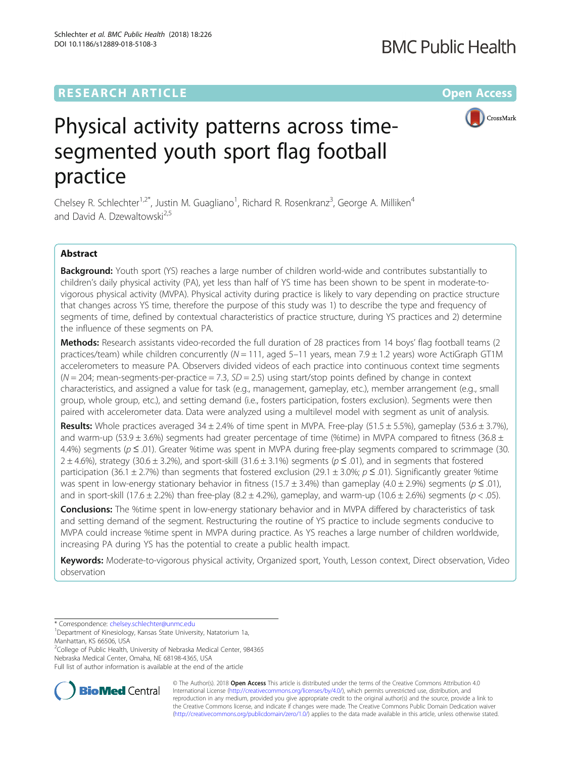RESEARCH ARTICLE

Open Access

# Physical activity patterns across time-segmented youth sport flag football practice

Chelsey R. Schlechter[1,2*], Justin M. Guagliano[1], Richard R. Rosenkranz[3], George A. Milliken[4] and David A. Dzewaltowski[2,5]

## Abstract

**Background:** Youth sport (YS) reaches a large number of children world-wide and contributes substantially to children's daily physical activity (PA), yet less than half of YS time has been shown to be spent in moderate-to-vigorous physical activity (MVPA). Physical activity during practice is likely to vary depending on practice structure that changes across YS time, therefore the purpose of this study was 1) to describe the type and frequency of segments of time, defined by contextual characteristics of practice structure, during YS practices and 2) determine the influence of these segments on PA.

**Methods:** Research assistants video-recorded the full duration of 28 practices from 14 boys' flag football teams (2 practices/team) while children concurrently ($N = 111$, aged 5–11 years, mean 7.9 ± 1.2 years) wore ActiGraph GT1M accelerometers to measure PA. Observers divided videos of each practice into continuous context time segments ($N = 204$; mean-segments-per-practice = 7.3, $SD = 2.5$) using start/stop points defined by change in context characteristics, and assigned a value for task (e.g., management, gameplay, etc.), member arrangement (e.g., small group, whole group, etc.), and setting demand (i.e., fosters participation, fosters exclusion). Segments were then paired with accelerometer data. Data were analyzed using a multilevel model with segment as unit of analysis.

**Results:** Whole practices averaged 34 ± 2.4% of time spent in MVPA. Free-play (51.5 ± 5.5%), gameplay (53.6 ± 3.7%), and warm-up (53.9 ± 3.6%) segments had greater percentage of time (%time) in MVPA compared to fitness (36.8 ± 4.4%) segments ($p \leq .01$). Greater %time was spent in MVPA during free-play segments compared to scrimmage (30.2 ± 4.6%), strategy (30.6 ± 3.2%), and sport-skill (31.6 ± 3.1%) segments ($p \leq .01$), and in segments that fostered participation (36.1 ± 2.7%) than segments that fostered exclusion (29.1 ± 3.0%; $p \leq .01$). Significantly greater %time was spent in low-energy stationary behavior in fitness (15.7 ± 3.4%) than gameplay (4.0 ± 2.9%) segments ($p \leq .01$), and in sport-skill (17.6 ± 2.2%) than free-play (8.2 ± 4.2%), gameplay, and warm-up (10.6 ± 2.6%) segments ($p < .05$).

**Conclusions:** The %time spent in low-energy stationary behavior and in MVPA differed by characteristics of task and setting demand of the segment. Restructuring the routine of YS practice to include segments conducive to MVPA could increase %time spent in MVPA during practice. As YS reaches a large number of children worldwide, increasing PA during YS has the potential to create a public health impact.

**Keywords:** Moderate-to-vigorous physical activity, Organized sport, Youth, Lesson context, Direct observation, Video observation

---

\* Correspondence: chelsey.schlechter@unmc.edu

[1] Department of Kinesiology, Kansas State University, Natatorium 1a, Manhattan, KS 66506, USA

[2] College of Public Health, University of Nebraska Medical Center, 984365 Nebraska Medical Center, Omaha, NE 68198-4365, USA

Full list of author information is available at the end of the article

© The Author(s). 2018 **Open Access** This article is distributed under the terms of the Creative Commons Attribution 4.0 International License (http://creativecommons.org/licenses/by/4.0/), which permits unrestricted use, distribution, and reproduction in any medium, provided you give appropriate credit to the original author(s) and the source, provide a link to the Creative Commons license, and indicate if changes were made. The Creative Commons Public Domain Dedication waiver (http://creativecommons.org/publicdomain/zero/1.0/) applies to the data made available in this article, unless otherwise stated.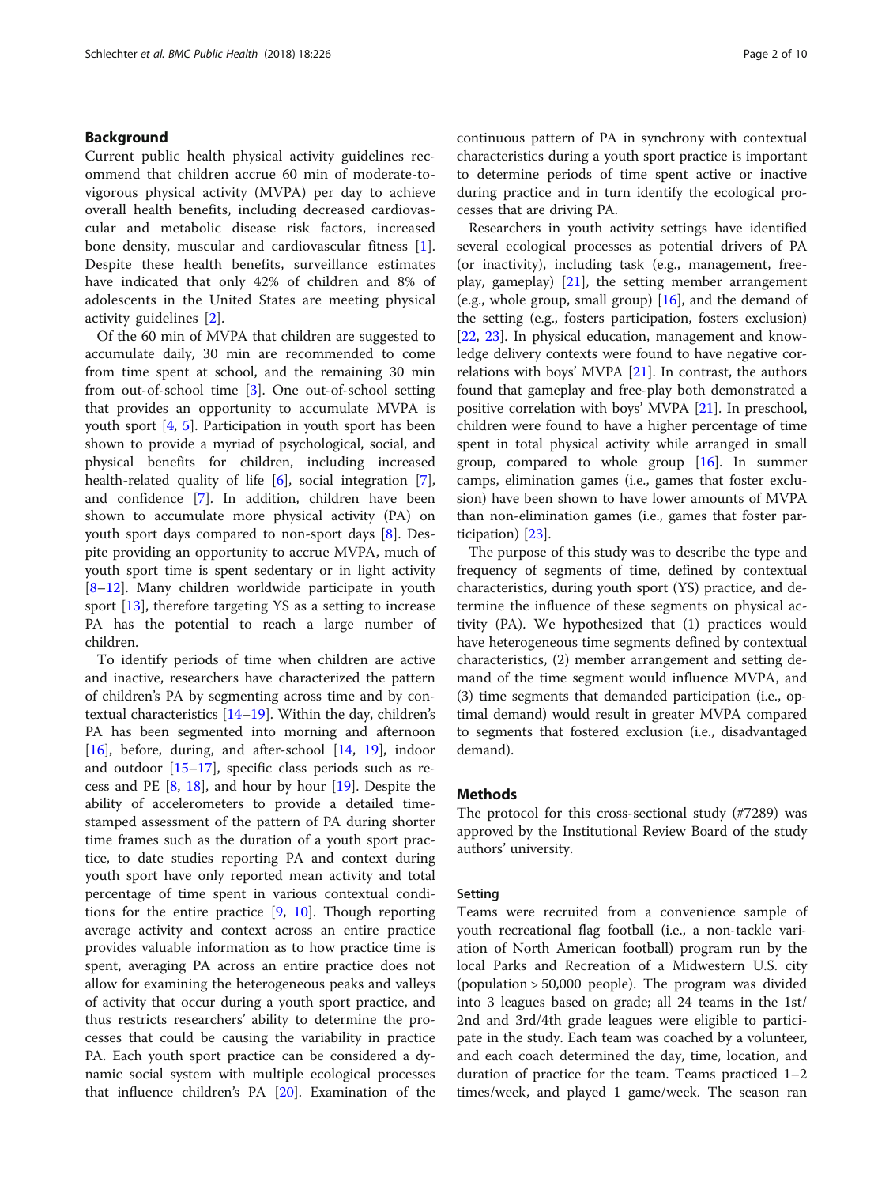## Background

Current public health physical activity guidelines recommend that children accrue 60 min of moderate-to-vigorous physical activity (MVPA) per day to achieve overall health benefits, including decreased cardiovascular and metabolic disease risk factors, increased bone density, muscular and cardiovascular fitness [1]. Despite these health benefits, surveillance estimates have indicated that only 42% of children and 8% of adolescents in the United States are meeting physical activity guidelines [2].

Of the 60 min of MVPA that children are suggested to accumulate daily, 30 min are recommended to come from time spent at school, and the remaining 30 min from out-of-school time [3]. One out-of-school setting that provides an opportunity to accumulate MVPA is youth sport [4, 5]. Participation in youth sport has been shown to provide a myriad of psychological, social, and physical benefits for children, including increased health-related quality of life [6], social integration [7], and confidence [7]. In addition, children have been shown to accumulate more physical activity (PA) on youth sport days compared to non-sport days [8]. Despite providing an opportunity to accrue MVPA, much of youth sport time is spent sedentary or in light activity [8–12]. Many children worldwide participate in youth sport [13], therefore targeting YS as a setting to increase PA has the potential to reach a large number of children.

To identify periods of time when children are active and inactive, researchers have characterized the pattern of children's PA by segmenting across time and by contextual characteristics [14–19]. Within the day, children's PA has been segmented into morning and afternoon [16], before, during, and after-school [14, 19], indoor and outdoor [15–17], specific class periods such as recess and PE [8, 18], and hour by hour [19]. Despite the ability of accelerometers to provide a detailed time-stamped assessment of the pattern of PA during shorter time frames such as the duration of a youth sport practice, to date studies reporting PA and context during youth sport have only reported mean activity and total percentage of time spent in various contextual conditions for the entire practice [9, 10]. Though reporting average activity and context across an entire practice provides valuable information as to how practice time is spent, averaging PA across an entire practice does not allow for examining the heterogeneous peaks and valleys of activity that occur during a youth sport practice, and thus restricts researchers' ability to determine the processes that could be causing the variability in practice PA. Each youth sport practice can be considered a dynamic social system with multiple ecological processes that influence children's PA [20]. Examination of the continuous pattern of PA in synchrony with contextual characteristics during a youth sport practice is important to determine periods of time spent active or inactive during practice and in turn identify the ecological processes that are driving PA.

Researchers in youth activity settings have identified several ecological processes as potential drivers of PA (or inactivity), including task (e.g., management, free-play, gameplay) [21], the setting member arrangement (e.g., whole group, small group) [16], and the demand of the setting (e.g., fosters participation, fosters exclusion) [22, 23]. In physical education, management and knowledge delivery contexts were found to have negative correlations with boys' MVPA [21]. In contrast, the authors found that gameplay and free-play both demonstrated a positive correlation with boys' MVPA [21]. In preschool, children were found to have a higher percentage of time spent in total physical activity while arranged in small group, compared to whole group [16]. In summer camps, elimination games (i.e., games that foster exclusion) have been shown to have lower amounts of MVPA than non-elimination games (i.e., games that foster participation) [23].

The purpose of this study was to describe the type and frequency of segments of time, defined by contextual characteristics, during youth sport (YS) practice, and determine the influence of these segments on physical activity (PA). We hypothesized that (1) practices would have heterogeneous time segments defined by contextual characteristics, (2) member arrangement and setting demand of the time segment would influence MVPA, and (3) time segments that demanded participation (i.e., optimal demand) would result in greater MVPA compared to segments that fostered exclusion (i.e., disadvantaged demand).

## Methods

The protocol for this cross-sectional study (#7289) was approved by the Institutional Review Board of the study authors' university.

### Setting

Teams were recruited from a convenience sample of youth recreational flag football (i.e., a non-tackle variation of North American football) program run by the local Parks and Recreation of a Midwestern U.S. city (population > 50,000 people). The program was divided into 3 leagues based on grade; all 24 teams in the 1st/2nd and 3rd/4th grade leagues were eligible to participate in the study. Each team was coached by a volunteer, and each coach determined the day, time, location, and duration of practice for the team. Teams practiced 1–2 times/week, and played 1 game/week. The season ran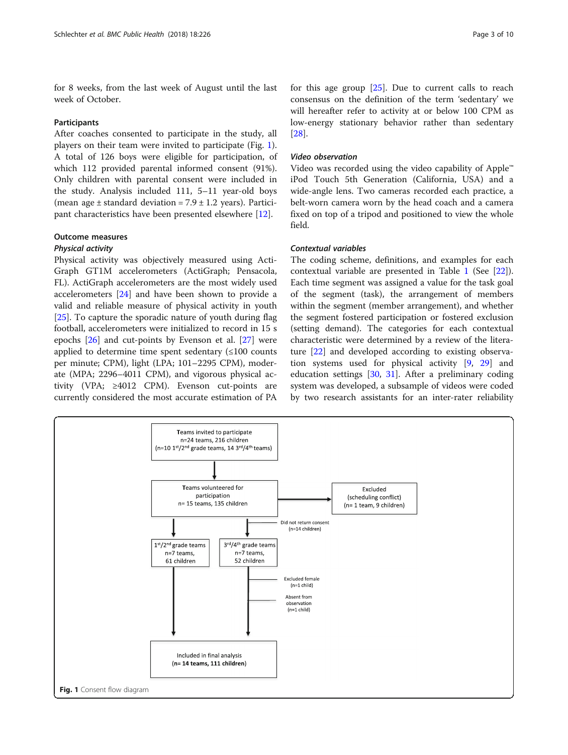for 8 weeks, from the last week of August until the last week of October.

### Participants

After coaches consented to participate in the study, all players on their team were invited to participate (Fig. 1). A total of 126 boys were eligible for participation, of which 112 provided parental informed consent (91%). Only children with parental consent were included in the study. Analysis included 111, 5–11 year-old boys (mean age ± standard deviation = 7.9 ± 1.2 years). Participant characteristics have been presented elsewhere [12].

### Outcome measures

#### *Physical activity*

Physical activity was objectively measured using ActiGraph GT1M accelerometers (ActiGraph; Pensacola, FL). ActiGraph accelerometers are the most widely used accelerometers [24] and have been shown to provide a valid and reliable measure of physical activity in youth [25]. To capture the sporadic nature of youth during flag football, accelerometers were initialized to record in 15 s epochs [26] and cut-points by Evenson et al. [27] were applied to determine time spent sedentary (≤100 counts per minute; CPM), light (LPA; 101–2295 CPM), moderate (MPA; 2296–4011 CPM), and vigorous physical activity (VPA; ≥4012 CPM). Evenson cut-points are currently considered the most accurate estimation of PA for this age group [25]. Due to current calls to reach consensus on the definition of the term 'sedentary' we will hereafter refer to activity at or below 100 CPM as low-energy stationary behavior rather than sedentary [28].

#### *Video observation*

Video was recorded using the video capability of Apple™ iPod Touch 5th Generation (California, USA) and a wide-angle lens. Two cameras recorded each practice, a belt-worn camera worn by the head coach and a camera fixed on top of a tripod and positioned to view the whole field.

#### *Contextual variables*

The coding scheme, definitions, and examples for each contextual variable are presented in Table 1 (See [22]). Each time segment was assigned a value for the task goal of the segment (task), the arrangement of members within the segment (member arrangement), and whether the segment fostered participation or fostered exclusion (setting demand). The categories for each contextual characteristic were determined by a review of the literature [22] and developed according to existing observation systems used for physical activity [9, 29] and education settings [30, 31]. After a preliminary coding system was developed, a subsample of videos were coded by two research assistants for an inter-rater reliability

Teams invited to participate
n=24 teams, 216 children
(n=10 1st/2nd grade teams, 14 3rd/4th teams)

Teams volunteered for participation
n= 15 teams, 135 children

Excluded
(scheduling conflict)
(n= 1 team, 9 children)

Did not return consent
(n=14 children)

1st/2nd grade teams
n=7 teams,
61 children

3rd/4th grade teams
n=7 teams,
52 children

Excluded female
(n=1 child)

Absent from observation
(n=1 child)

Included in final analysis
**(n= 14 teams, 111 children)**

**Fig. 1** Consent flow diagram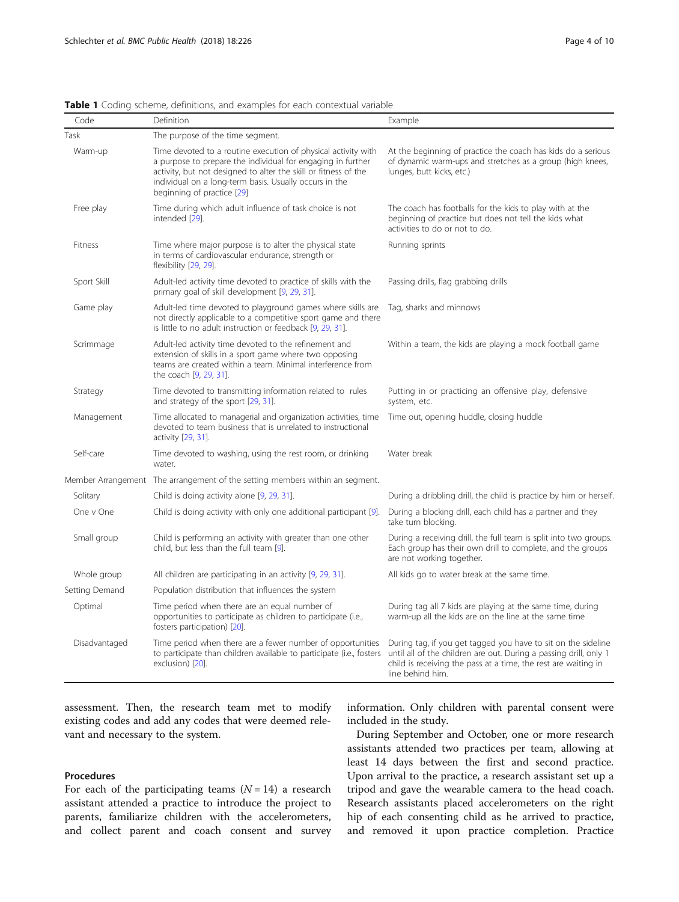**Table 1** Coding scheme, definitions, and examples for each contextual variable

| Code | Definition | Example |
| --- | --- | --- |
| Task | The purpose of the time segment. | |
| Warm-up | Time devoted to a routine execution of physical activity with a purpose to prepare the individual for engaging in further activity, but not designed to alter the skill or fitness of the individual on a long-term basis. Usually occurs in the beginning of practice [29] | At the beginning of practice the coach has kids do a serious of dynamic warm-ups and stretches as a group (high knees, lunges, butt kicks, etc.) |
| Free play | Time during which adult influence of task choice is not intended [29]. | The coach has footballs for the kids to play with at the beginning of practice but does not tell the kids what activities to do or not to do. |
| Fitness | Time where major purpose is to alter the physical state in terms of cardiovascular endurance, strength or flexibility [29, 29]. | Running sprints |
| Sport Skill | Adult-led activity time devoted to practice of skills with the primary goal of skill development [9, 29, 31]. | Passing drills, flag grabbing drills |
| Game play | Adult-led time devoted to playground games where skills are not directly applicable to a competitive sport game and there is little to no adult instruction or feedback [9, 29, 31]. | Tag, sharks and minnows |
| Scrimmage | Adult-led activity time devoted to the refinement and extension of skills in a sport game where two opposing teams are created within a team. Minimal interference from the coach [9, 29, 31]. | Within a team, the kids are playing a mock football game |
| Strategy | Time devoted to transmitting information related to rules and strategy of the sport [29, 31]. | Putting in or practicing an offensive play, defensive system, etc. |
| Management | Time allocated to managerial and organization activities, time devoted to team business that is unrelated to instructional activity [29, 31]. | Time out, opening huddle, closing huddle |
| Self-care | Time devoted to washing, using the rest room, or drinking water. | Water break |
| Member Arrangement | The arrangement of the setting members within an segment. | |
| Solitary | Child is doing activity alone [9, 29, 31]. | During a dribbling drill, the child is practice by him or herself. |
| One v One | Child is doing activity with only one additional participant [9]. | During a blocking drill, each child has a partner and they take turn blocking. |
| Small group | Child is performing an activity with greater than one other child, but less than the full team [9]. | During a receiving drill, the full team is split into two groups. Each group has their own drill to complete, and the groups are not working together. |
| Whole group | All children are participating in an activity [9, 29, 31]. | All kids go to water break at the same time. |
| Setting Demand | Population distribution that influences the system | |
| Optimal | Time period when there are an equal number of opportunities to participate as children to participate (i.e., fosters participation) [20]. | During tag all 7 kids are playing at the same time, during warm-up all the kids are on the line at the same time |
| Disadvantaged | Time period when there are a fewer number of opportunities to participate than children available to participate (i.e., fosters exclusion) [20]. | During tag, if you get tagged you have to sit on the sideline until all of the children are out. During a passing drill, only 1 child is receiving the pass at a time, the rest are waiting in line behind him. |

assessment. Then, the research team met to modify existing codes and add any codes that were deemed relevant and necessary to the system.

## Procedures

For each of the participating teams ($N = 14$) a research assistant attended a practice to introduce the project to parents, familiarize children with the accelerometers, and collect parent and coach consent and survey information. Only children with parental consent were included in the study.

During September and October, one or more research assistants attended two practices per team, allowing at least 14 days between the first and second practice. Upon arrival to the practice, a research assistant set up a tripod and gave the wearable camera to the head coach. Research assistants placed accelerometers on the right hip of each consenting child as he arrived to practice, and removed it upon practice completion. Practice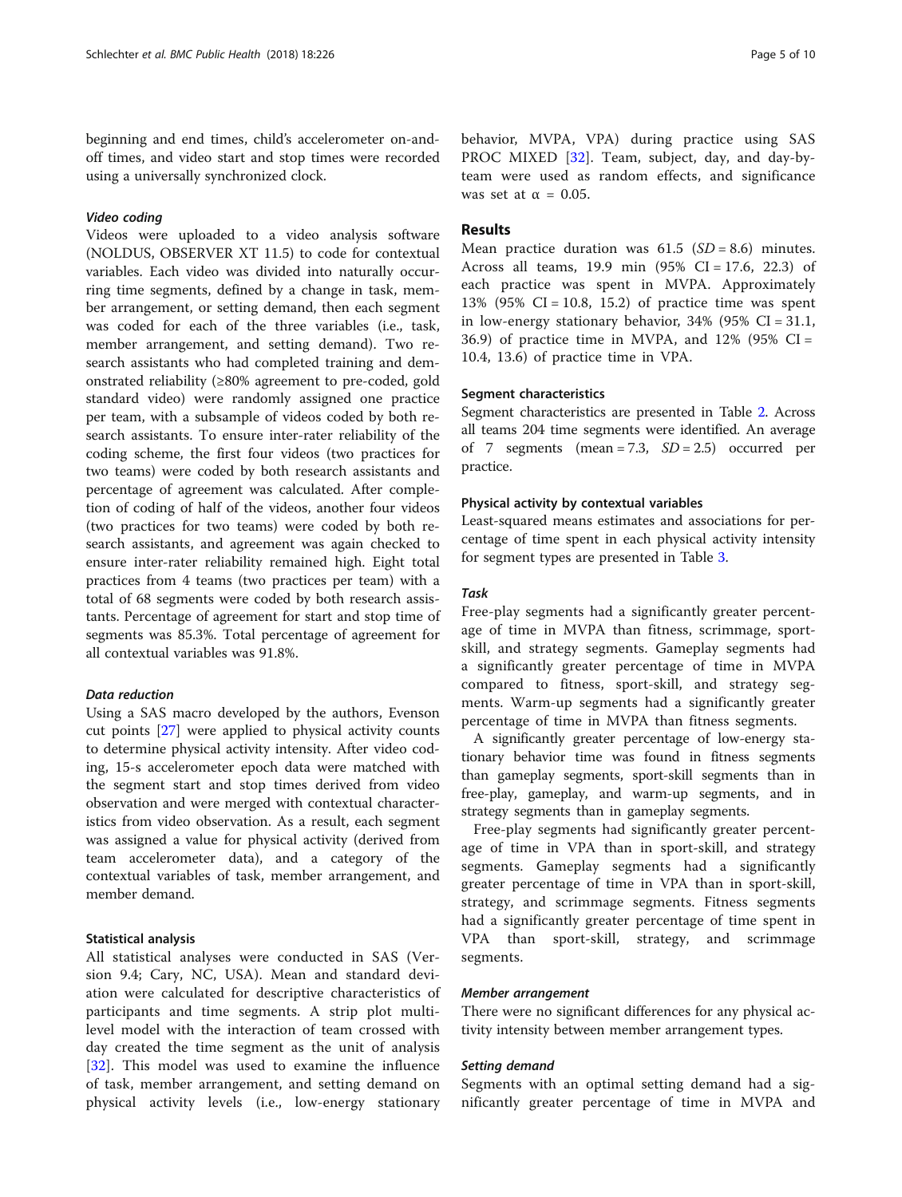beginning and end times, child's accelerometer on-and-off times, and video start and stop times were recorded using a universally synchronized clock.

#### *Video coding*

Videos were uploaded to a video analysis software (NOLDUS, OBSERVER XT 11.5) to code for contextual variables. Each video was divided into naturally occurring time segments, defined by a change in task, member arrangement, or setting demand, then each segment was coded for each of the three variables (i.e., task, member arrangement, and setting demand). Two research assistants who had completed training and demonstrated reliability (≥80% agreement to pre-coded, gold standard video) were randomly assigned one practice per team, with a subsample of videos coded by both research assistants. To ensure inter-rater reliability of the coding scheme, the first four videos (two practices for two teams) were coded by both research assistants and percentage of agreement was calculated. After completion of coding of half of the videos, another four videos (two practices for two teams) were coded by both research assistants, and agreement was again checked to ensure inter-rater reliability remained high. Eight total practices from 4 teams (two practices per team) with a total of 68 segments were coded by both research assistants. Percentage of agreement for start and stop time of segments was 85.3%. Total percentage of agreement for all contextual variables was 91.8%.

#### *Data reduction*

Using a SAS macro developed by the authors, Evenson cut points [27] were applied to physical activity counts to determine physical activity intensity. After video coding, 15-s accelerometer epoch data were matched with the segment start and stop times derived from video observation and were merged with contextual characteristics from video observation. As a result, each segment was assigned a value for physical activity (derived from team accelerometer data), and a category of the contextual variables of task, member arrangement, and member demand.

### Statistical analysis

All statistical analyses were conducted in SAS (Version 9.4; Cary, NC, USA). Mean and standard deviation were calculated for descriptive characteristics of participants and time segments. A strip plot multilevel model with the interaction of team crossed with day created the time segment as the unit of analysis [32]. This model was used to examine the influence of task, member arrangement, and setting demand on physical activity levels (i.e., low-energy stationary behavior, MVPA, VPA) during practice using SAS PROC MIXED [32]. Team, subject, day, and day-by-team were used as random effects, and significance was set at $\alpha = 0.05$.

## Results

Mean practice duration was 61.5 ($SD = 8.6$) minutes. Across all teams, 19.9 min (95% CI = 17.6, 22.3) of each practice was spent in MVPA. Approximately 13% (95% CI = 10.8, 15.2) of practice time was spent in low-energy stationary behavior, 34% (95% CI = 31.1, 36.9) of practice time in MVPA, and 12% (95% CI = 10.4, 13.6) of practice time in VPA.

### Segment characteristics

Segment characteristics are presented in Table 2. Across all teams 204 time segments were identified. An average of 7 segments (mean = 7.3, $SD = 2.5$) occurred per practice.

### Physical activity by contextual variables

Least-squared means estimates and associations for percentage of time spent in each physical activity intensity for segment types are presented in Table 3.

#### *Task*

Free-play segments had a significantly greater percentage of time in MVPA than fitness, scrimmage, sport-skill, and strategy segments. Gameplay segments had a significantly greater percentage of time in MVPA compared to fitness, sport-skill, and strategy segments. Warm-up segments had a significantly greater percentage of time in MVPA than fitness segments.

A significantly greater percentage of low-energy stationary behavior time was found in fitness segments than gameplay segments, sport-skill segments than in free-play, gameplay, and warm-up segments, and in strategy segments than in gameplay segments.

Free-play segments had significantly greater percentage of time in VPA than in sport-skill, and strategy segments. Gameplay segments had a significantly greater percentage of time in VPA than in sport-skill, strategy, and scrimmage segments. Fitness segments had a significantly greater percentage of time spent in VPA than sport-skill, strategy, and scrimmage segments.

#### *Member arrangement*

There were no significant differences for any physical activity intensity between member arrangement types.

#### *Setting demand*

Segments with an optimal setting demand had a significantly greater percentage of time in MVPA and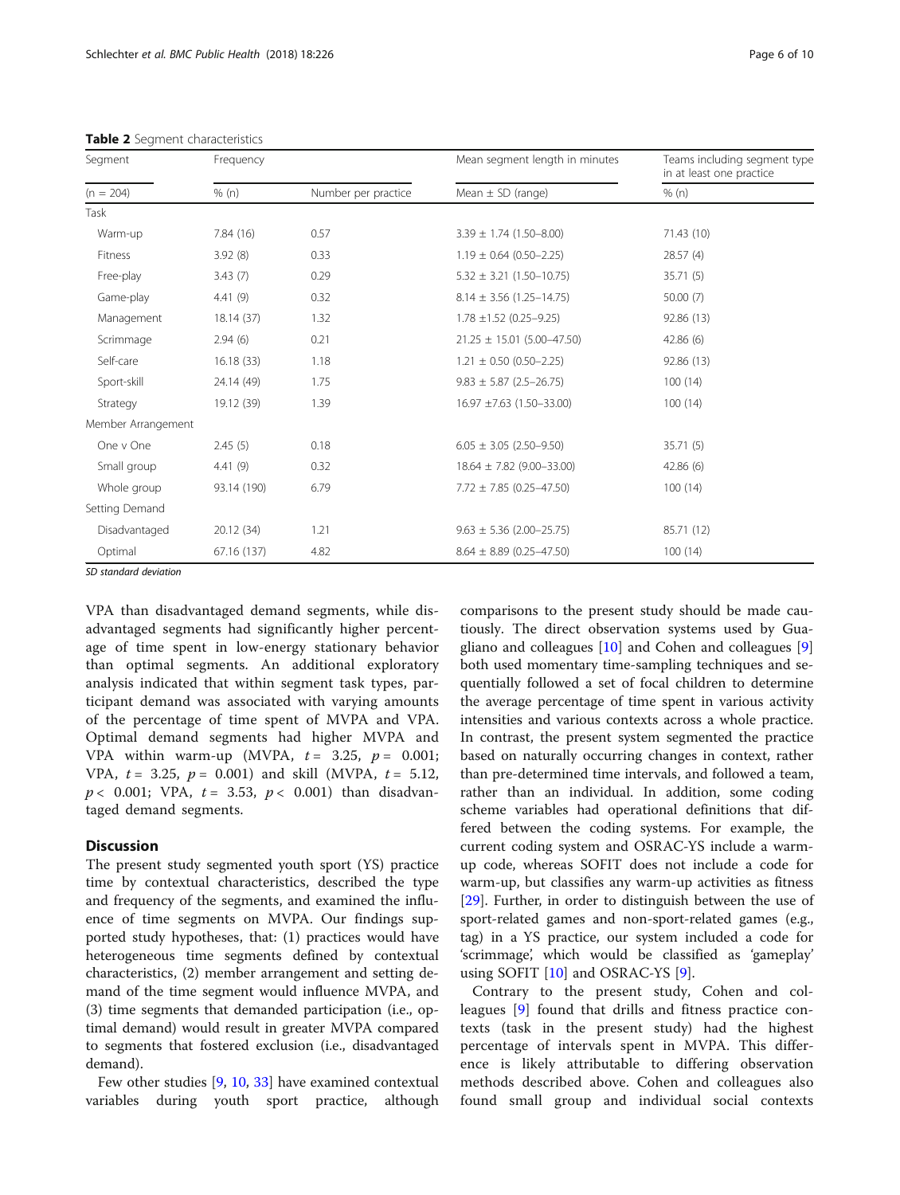**Table 2** Segment characteristics

| Segment | Frequency | | Mean segment length in minutes | Teams including segment type in at least one practice |
|---|---|---|---|---|
| (n = 204) | % (n) | Number per practice | Mean ± SD (range) | % (n) |
| Task | | | | |
| Warm-up | 7.84 (16) | 0.57 | 3.39 ± 1.74 (1.50–8.00) | 71.43 (10) |
| Fitness | 3.92 (8) | 0.33 | 1.19 ± 0.64 (0.50–2.25) | 28.57 (4) |
| Free-play | 3.43 (7) | 0.29 | 5.32 ± 3.21 (1.50–10.75) | 35.71 (5) |
| Game-play | 4.41 (9) | 0.32 | 8.14 ± 3.56 (1.25–14.75) | 50.00 (7) |
| Management | 18.14 (37) | 1.32 | 1.78 ±1.52 (0.25–9.25) | 92.86 (13) |
| Scrimmage | 2.94 (6) | 0.21 | 21.25 ± 15.01 (5.00–47.50) | 42.86 (6) |
| Self-care | 16.18 (33) | 1.18 | 1.21 ± 0.50 (0.50–2.25) | 92.86 (13) |
| Sport-skill | 24.14 (49) | 1.75 | 9.83 ± 5.87 (2.5–26.75) | 100 (14) |
| Strategy | 19.12 (39) | 1.39 | 16.97 ±7.63 (1.50–33.00) | 100 (14) |
| Member Arrangement | | | | |
| One v One | 2.45 (5) | 0.18 | 6.05 ± 3.05 (2.50–9.50) | 35.71 (5) |
| Small group | 4.41 (9) | 0.32 | 18.64 ± 7.82 (9.00–33.00) | 42.86 (6) |
| Whole group | 93.14 (190) | 6.79 | 7.72 ± 7.85 (0.25–47.50) | 100 (14) |
| Setting Demand | | | | |
| Disadvantaged | 20.12 (34) | 1.21 | 9.63 ± 5.36 (2.00–25.75) | 85.71 (12) |
| Optimal | 67.16 (137) | 4.82 | 8.64 ± 8.89 (0.25–47.50) | 100 (14) |

*SD standard deviation*

VPA than disadvantaged demand segments, while disadvantaged segments had significantly higher percentage of time spent in low-energy stationary behavior than optimal segments. An additional exploratory analysis indicated that within segment task types, participant demand was associated with varying amounts of the percentage of time spent of MVPA and VPA. Optimal demand segments had higher MVPA and VPA within warm-up (MVPA, $t = 3.25$, $p = 0.001$; VPA, $t = 3.25$, $p = 0.001$) and skill (MVPA, $t = 5.12$, $p < 0.001$; VPA, $t = 3.53$, $p < 0.001$) than disadvantaged demand segments.

## Discussion

The present study segmented youth sport (YS) practice time by contextual characteristics, described the type and frequency of the segments, and examined the influence of time segments on MVPA. Our findings supported study hypotheses, that: (1) practices would have heterogeneous time segments defined by contextual characteristics, (2) member arrangement and setting demand of the time segment would influence MVPA, and (3) time segments that demanded participation (i.e., optimal demand) would result in greater MVPA compared to segments that fostered exclusion (i.e., disadvantaged demand).

Few other studies [9, 10, 33] have examined contextual variables during youth sport practice, although comparisons to the present study should be made cautiously. The direct observation systems used by Guagliano and colleagues [10] and Cohen and colleagues [9] both used momentary time-sampling techniques and sequentially followed a set of focal children to determine the average percentage of time spent in various activity intensities and various contexts across a whole practice. In contrast, the present system segmented the practice based on naturally occurring changes in context, rather than pre-determined time intervals, and followed a team, rather than an individual. In addition, some coding scheme variables had operational definitions that differed between the coding systems. For example, the current coding system and OSRAC-YS include a warm-up code, whereas SOFIT does not include a code for warm-up, but classifies any warm-up activities as fitness [29]. Further, in order to distinguish between the use of sport-related games and non-sport-related games (e.g., tag) in a YS practice, our system included a code for 'scrimmage', which would be classified as 'gameplay' using SOFIT [10] and OSRAC-YS [9].

Contrary to the present study, Cohen and colleagues [9] found that drills and fitness practice contexts (task in the present study) had the highest percentage of intervals spent in MVPA. This difference is likely attributable to differing observation methods described above. Cohen and colleagues also found small group and individual social contexts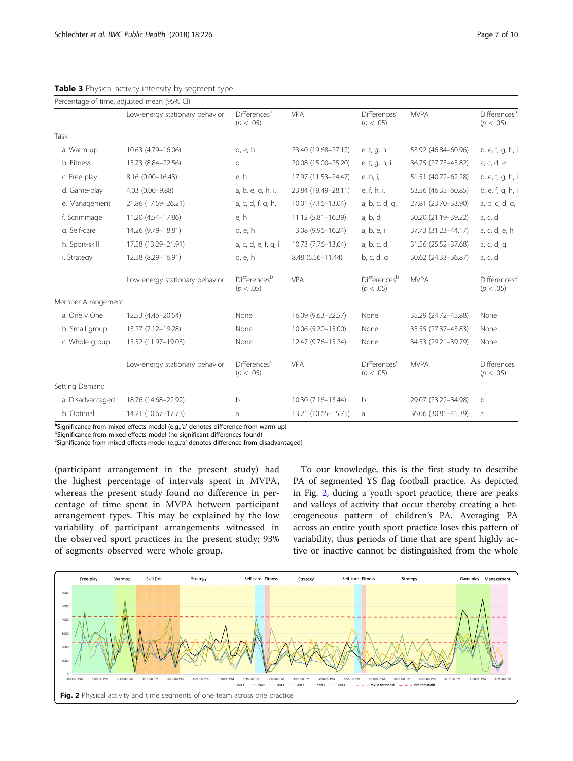**Table 3** Physical activity intensity by segment type

| Percentage of time, adjusted mean (95% CI) | | | | | | |
|---|---|---|---|---|---|---|
| | Low-energy stationary behavior | Differences[a] ($p < .05$) | VPA | Differences[a] ($p < .05$) | MVPA | Differences[a] ($p < .05$) |
| Task | | | | | | |
| a. Warm-up | 10.63 (4.79–16.06) | d, e, h | 23.40 (19.68–27.12) | e, f, g, h | 53.92 (46.84–60.96) | b, e, f, g, h, i |
| b. Fitness | 15.73 (8.84–22.56) | d | 20.08 (15.00–25.20) | e, f, g, h, i | 36.75 (27.73–45.82) | a, c, d, e |
| c. Free-play | 8.16 (0.00–16.43) | e, h | 17.97 (11.53–24.47) | e, h, i, | 51.51 (40.72–62.28) | b, e, f, g, h, i |
| d. Game-play | 4.03 (0.00–9.88) | a, b, e, g, h, i, | 23.84 (19.49–28.11) | e, f, h, i, | 53.56 (46.35–60.85) | b, e, f, g, h, i |
| e. Management | 21.86 (17.59–26.21) | a, c, d, f, g, h, i | 10.01 (7.16–13.04) | a, b, c, d, g, | 27.81 (23.70–33.90) | a, b, c, d, g, |
| f. Scrimmage | 11.20 (4.54–17.86) | e, h | 11.12 (5.81–16.39) | a, b, d, | 30.20 (21.19–39.22) | a, c, d |
| g. Self-care | 14.26 (9.79–18.81) | d, e, h | 13.08 (9.96–16.24) | a, b, e, i | 37.73 (31.23–44.17) | a, c, d, e, h |
| h. Sport-skill | 17.58 (13.29–21.91) | a, c, d, e, f, g, i | 10.73 (7.76–13.64) | a, b, c, d, | 31.56 (25.52–37.68) | a, c, d, g |
| i. Strategy | 12.58 (8.29–16.91) | d, e, h | 8.48 (5.56–11.44) | b, c, d, g | 30.62 (24.33–36.87) | a, c, d |
| | Low-energy stationary behavior | Differences[b] ($p < .05$) | VPA | Differences[b] ($p < .05$) | MVPA | Differences[b] ($p < .05$) |
| Member Arrangement | | | | | | |
| a. One v One | 12.53 (4.46–20.54) | None | 16.09 (9.63–22.57) | None | 35.29 (24.72–45.88) | None |
| b. Small group | 13.27 (7.12–19.28) | None | 10.06 (5.20–15.00) | None | 35.55 (27.37–43.83) | None |
| c. Whole group | 15.52 (11.97–19.03) | None | 12.47 (9.76–15.24) | None | 34.53 (29.21–39.79) | None |
| | Low-energy stationary behavior | Differences[c] ($p < .05$) | VPA | Differences[c] ($p < .05$) | MVPA | Differences[c] ($p < .05$) |
| Setting Demand | | | | | | |
| a. Disadvantaged | 18.76 (14.68–22.92) | b | 10.30 (7.16–13.44) | b | 29.07 (23.22–34.98) | b |
| b. Optimal | 14.21 (10.67–17.73) | a | 13.21 (10.65–15.75) | a | 36.06 (30.81–41.39) | a |

[a]Significance from mixed effects model (e.g.,'a' denotes difference from warm-up)
[b]Significance from mixed effects model (no significant differences found)
[c]Significance from mixed effects model (e.g.,'a' denotes difference from disadvantaged)

(participant arrangement in the present study) had the highest percentage of intervals spent in MVPA, whereas the present study found no difference in percentage of time spent in MVPA between participant arrangement types. This may be explained by the low variability of participant arrangements witnessed in the observed sport practices in the present study; 93% of segments observed were whole group.

To our knowledge, this is the first study to describe PA of segmented YS flag football practice. As depicted in Fig. 2, during a youth sport practice, there are peaks and valleys of activity that occur thereby creating a heterogeneous pattern of children's PA. Averaging PA across an entire youth sport practice loses this pattern of variability, thus periods of time that are spent highly active or inactive cannot be distinguished from the whole

**Fig. 2** Physical activity and time segments of one team across one practice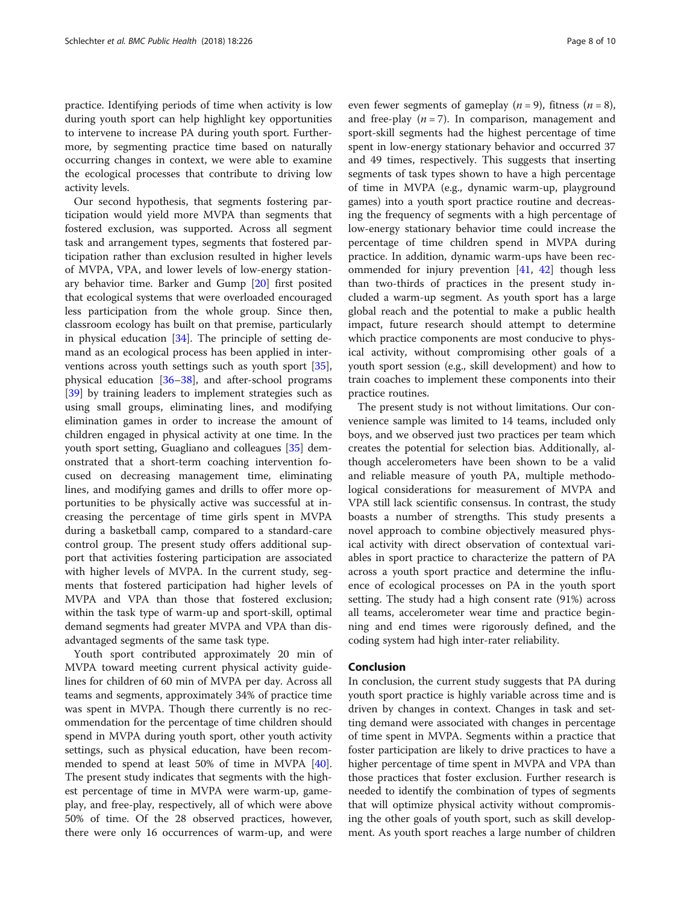practice. Identifying periods of time when activity is low during youth sport can help highlight key opportunities to intervene to increase PA during youth sport. Furthermore, by segmenting practice time based on naturally occurring changes in context, we were able to examine the ecological processes that contribute to driving low activity levels.

Our second hypothesis, that segments fostering participation would yield more MVPA than segments that fostered exclusion, was supported. Across all segment task and arrangement types, segments that fostered participation rather than exclusion resulted in higher levels of MVPA, VPA, and lower levels of low-energy stationary behavior time. Barker and Gump [20] first posited that ecological systems that were overloaded encouraged less participation from the whole group. Since then, classroom ecology has built on that premise, particularly in physical education [34]. The principle of setting demand as an ecological process has been applied in interventions across youth settings such as youth sport [35], physical education [36–38], and after-school programs [39] by training leaders to implement strategies such as using small groups, eliminating lines, and modifying elimination games in order to increase the amount of children engaged in physical activity at one time. In the youth sport setting, Guagliano and colleagues [35] demonstrated that a short-term coaching intervention focused on decreasing management time, eliminating lines, and modifying games and drills to offer more opportunities to be physically active was successful at increasing the percentage of time girls spent in MVPA during a basketball camp, compared to a standard-care control group. The present study offers additional support that activities fostering participation are associated with higher levels of MVPA. In the current study, segments that fostered participation had higher levels of MVPA and VPA than those that fostered exclusion; within the task type of warm-up and sport-skill, optimal demand segments had greater MVPA and VPA than disadvantaged segments of the same task type.

Youth sport contributed approximately 20 min of MVPA toward meeting current physical activity guidelines for children of 60 min of MVPA per day. Across all teams and segments, approximately 34% of practice time was spent in MVPA. Though there currently is no recommendation for the percentage of time children should spend in MVPA during youth sport, other youth activity settings, such as physical education, have been recommended to spend at least 50% of time in MVPA [40]. The present study indicates that segments with the highest percentage of time in MVPA were warm-up, gameplay, and free-play, respectively, all of which were above 50% of time. Of the 28 observed practices, however, there were only 16 occurrences of warm-up, and were even fewer segments of gameplay (*n* = 9), fitness (*n* = 8), and free-play (*n* = 7). In comparison, management and sport-skill segments had the highest percentage of time spent in low-energy stationary behavior and occurred 37 and 49 times, respectively. This suggests that inserting segments of task types shown to have a high percentage of time in MVPA (e.g., dynamic warm-up, playground games) into a youth sport practice routine and decreasing the frequency of segments with a high percentage of low-energy stationary behavior time could increase the percentage of time children spend in MVPA during practice. In addition, dynamic warm-ups have been recommended for injury prevention [41, 42] though less than two-thirds of practices in the present study included a warm-up segment. As youth sport has a large global reach and the potential to make a public health impact, future research should attempt to determine which practice components are most conducive to physical activity, without compromising other goals of a youth sport session (e.g., skill development) and how to train coaches to implement these components into their practice routines.

The present study is not without limitations. Our convenience sample was limited to 14 teams, included only boys, and we observed just two practices per team which creates the potential for selection bias. Additionally, although accelerometers have been shown to be a valid and reliable measure of youth PA, multiple methodological considerations for measurement of MVPA and VPA still lack scientific consensus. In contrast, the study boasts a number of strengths. This study presents a novel approach to combine objectively measured physical activity with direct observation of contextual variables in sport practice to characterize the pattern of PA across a youth sport practice and determine the influence of ecological processes on PA in the youth sport setting. The study had a high consent rate (91%) across all teams, accelerometer wear time and practice beginning and end times were rigorously defined, and the coding system had high inter-rater reliability.

## Conclusion

In conclusion, the current study suggests that PA during youth sport practice is highly variable across time and is driven by changes in context. Changes in task and setting demand were associated with changes in percentage of time spent in MVPA. Segments within a practice that foster participation are likely to drive practices to have a higher percentage of time spent in MVPA and VPA than those practices that foster exclusion. Further research is needed to identify the combination of types of segments that will optimize physical activity without compromising the other goals of youth sport, such as skill development. As youth sport reaches a large number of children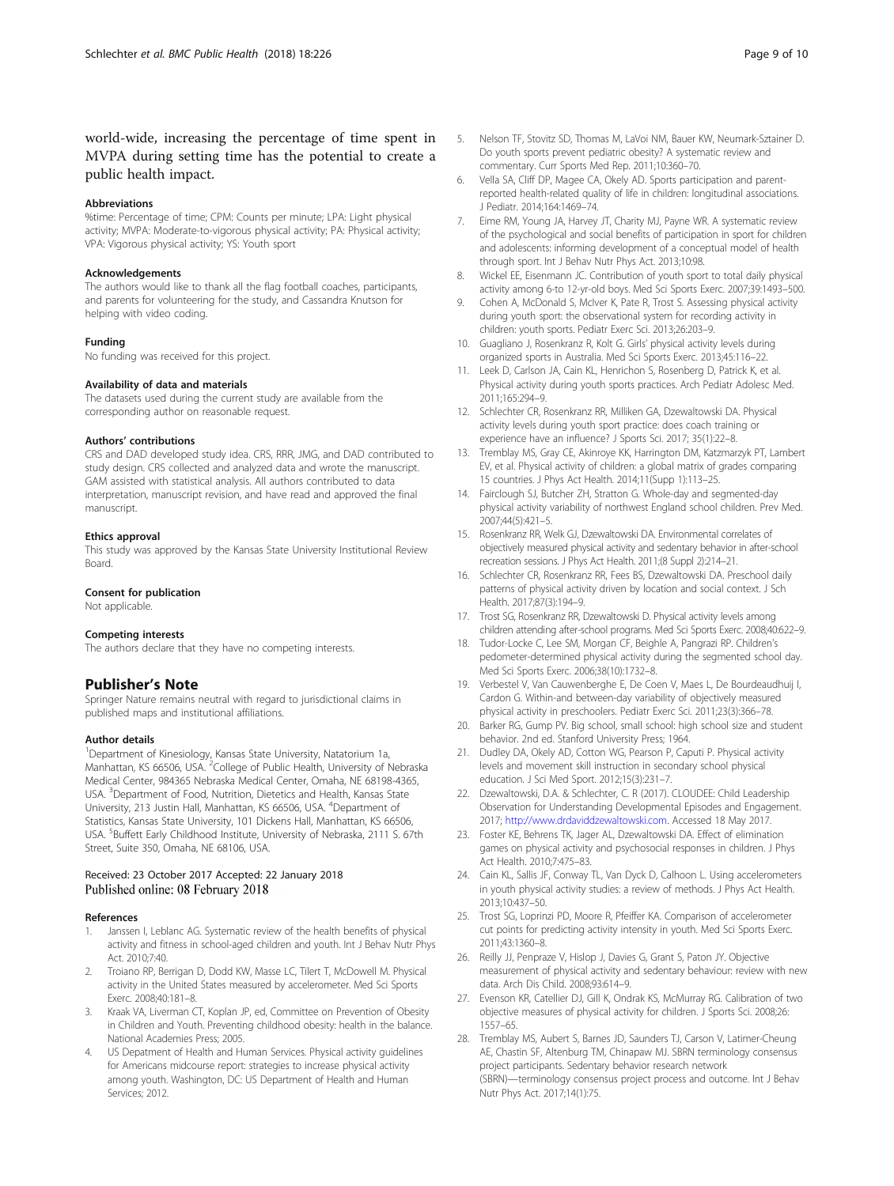world-wide, increasing the percentage of time spent in MVPA during setting time has the potential to create a public health impact.

### Abbreviations

%time: Percentage of time; CPM: Counts per minute; LPA: Light physical activity; MVPA: Moderate-to-vigorous physical activity; PA: Physical activity; VPA: Vigorous physical activity; YS: Youth sport

### Acknowledgements

The authors would like to thank all the flag football coaches, participants, and parents for volunteering for the study, and Cassandra Knutson for helping with video coding.

### Funding

No funding was received for this project.

### Availability of data and materials

The datasets used during the current study are available from the corresponding author on reasonable request.

### Authors' contributions

CRS and DAD developed study idea. CRS, RRR, JMG, and DAD contributed to study design. CRS collected and analyzed data and wrote the manuscript. GAM assisted with statistical analysis. All authors contributed to data interpretation, manuscript revision, and have read and approved the final manuscript.

### Ethics approval

This study was approved by the Kansas State University Institutional Review Board.

### Consent for publication

Not applicable.

### Competing interests

The authors declare that they have no competing interests.

## Publisher's Note

Springer Nature remains neutral with regard to jurisdictional claims in published maps and institutional affiliations.

### Author details

[1]Department of Kinesiology, Kansas State University, Natatorium 1a, Manhattan, KS 66506, USA. [2]College of Public Health, University of Nebraska Medical Center, 984365 Nebraska Medical Center, Omaha, NE 68198-4365, USA. [3]Department of Food, Nutrition, Dietetics and Health, Kansas State University, 213 Justin Hall, Manhattan, KS 66506, USA. [4]Department of Statistics, Kansas State University, 101 Dickens Hall, Manhattan, KS 66506, USA. [5]Buffett Early Childhood Institute, University of Nebraska, 2111 S. 67th Street, Suite 350, Omaha, NE 68106, USA.

Received: 23 October 2017 Accepted: 22 January 2018
Published online: 08 February 2018

### References

1. Janssen I, Leblanc AG. Systematic review of the health benefits of physical activity and fitness in school-aged children and youth. Int J Behav Nutr Phys Act. 2010;7:40.
2. Troiano RP, Berrigan D, Dodd KW, Masse LC, Tilert T, McDowell M. Physical activity in the United States measured by accelerometer. Med Sci Sports Exerc. 2008;40:181–8.
3. Kraak VA, Liverman CT, Koplan JP, ed, Committee on Prevention of Obesity in Children and Youth. Preventing childhood obesity: health in the balance. National Academies Press; 2005.
4. US Depatment of Health and Human Services. Physical activity guidelines for Americans midcourse report: strategies to increase physical activity among youth. Washington, DC: US Department of Health and Human Services; 2012.
5. Nelson TF, Stovitz SD, Thomas M, LaVoi NM, Bauer KW, Neumark-Sztainer D. Do youth sports prevent pediatric obesity? A systematic review and commentary. Curr Sports Med Rep. 2011;10:360–70.
6. Vella SA, Cliff DP, Magee CA, Okely AD. Sports participation and parent-reported health-related quality of life in children: longitudinal associations. J Pediatr. 2014;164:1469–74.
7. Eime RM, Young JA, Harvey JT, Charity MJ, Payne WR. A systematic review of the psychological and social benefits of participation in sport for children and adolescents: informing development of a conceptual model of health through sport. Int J Behav Nutr Phys Act. 2013;10:98.
8. Wickel EE, Eisenmann JC. Contribution of youth sport to total daily physical activity among 6-to 12-yr-old boys. Med Sci Sports Exerc. 2007;39:1493–500.
9. Cohen A, McDonald S, McIver K, Pate R, Trost S. Assessing physical activity during youth sport: the observational system for recording activity in children: youth sports. Pediatr Exerc Sci. 2013;26:203–9.
10. Guagliano J, Rosenkranz R, Kolt G. Girls' physical activity levels during organized sports in Australia. Med Sci Sports Exerc. 2013;45:116–22.
11. Leek D, Carlson JA, Cain KL, Henrichon S, Rosenberg D, Patrick K, et al. Physical activity during youth sports practices. Arch Pediatr Adolesc Med. 2011;165:294–9.
12. Schlechter CR, Rosenkranz RR, Milliken GA, Dzewaltowski DA. Physical activity levels during youth sport practice: does coach training or experience have an influence? J Sports Sci. 2017; 35(1):22–8.
13. Tremblay MS, Gray CE, Akinroye KK, Harrington DM, Katzmarzyk PT, Lambert EV, et al. Physical activity of children: a global matrix of grades comparing 15 countries. J Phys Act Health. 2014;11(Supp 1):113–25.
14. Fairclough SJ, Butcher ZH, Stratton G. Whole-day and segmented-day physical activity variability of northwest England school children. Prev Med. 2007;44(5):421–5.
15. Rosenkranz RR, Welk GJ, Dzewaltowski DA. Environmental correlates of objectively measured physical activity and sedentary behavior in after-school recreation sessions. J Phys Act Health. 2011;(8 Suppl 2):214–21.
16. Schlechter CR, Rosenkranz RR, Fees BS, Dzewaltowski DA. Preschool daily patterns of physical activity driven by location and social context. J Sch Health. 2017;87(3):194–9.
17. Trost SG, Rosenkranz RR, Dzewaltowski D. Physical activity levels among children attending after-school programs. Med Sci Sports Exerc. 2008;40:622–9.
18. Tudor-Locke C, Lee SM, Morgan CF, Beighle A, Pangrazi RP. Children's pedometer-determined physical activity during the segmented school day. Med Sci Sports Exerc. 2006;38(10):1732–8.
19. Verbestel V, Van Cauwenberghe E, De Coen V, Maes L, De Bourdeaudhuij I, Cardon G. Within-and between-day variability of objectively measured physical activity in preschoolers. Pediatr Exerc Sci. 2011;23(3):366–78.
20. Barker RG, Gump PV. Big school, small school: high school size and student behavior. 2nd ed. Stanford University Press; 1964.
21. Dudley DA, Okely AD, Cotton WG, Pearson P, Caputi P. Physical activity levels and movement skill instruction in secondary school physical education. J Sci Med Sport. 2012;15(3):231–7.
22. Dzewaltowski, D.A. & Schlechter, C. R (2017). CLOUDEE: Child Leadership Observation for Understanding Developmental Episodes and Engagement. 2017; http://www.drdaviddzewaltowski.com. Accessed 18 May 2017.
23. Foster KE, Behrens TK, Jager AL, Dzewaltowski DA. Effect of elimination games on physical activity and psychosocial responses in children. J Phys Act Health. 2010;7:475–83.
24. Cain KL, Sallis JF, Conway TL, Van Dyck D, Calhoun L. Using accelerometers in youth physical activity studies: a review of methods. J Phys Act Health. 2013;10:437–50.
25. Trost SG, Loprinzi PD, Moore R, Pfeiffer KA. Comparison of accelerometer cut points for predicting activity intensity in youth. Med Sci Sports Exerc. 2011;43:1360–8.
26. Reilly JJ, Penpraze V, Hislop J, Davies G, Grant S, Paton JY. Objective measurement of physical activity and sedentary behaviour: review with new data. Arch Dis Child. 2008;93:614–9.
27. Evenson KR, Catellier DJ, Gill K, Ondrak KS, McMurray RG. Calibration of two objective measures of physical activity for children. J Sports Sci. 2008;26:1557–65.
28. Tremblay MS, Aubert S, Barnes JD, Saunders TJ, Carson V, Latimer-Cheung AE, Chastin SF, Altenburg TM, Chinapaw MJ. SBRN terminology consensus project participants. Sedentary behavior research network (SBRN)—terminology consensus project process and outcome. Int J Behav Nutr Phys Act. 2017;14(1):75.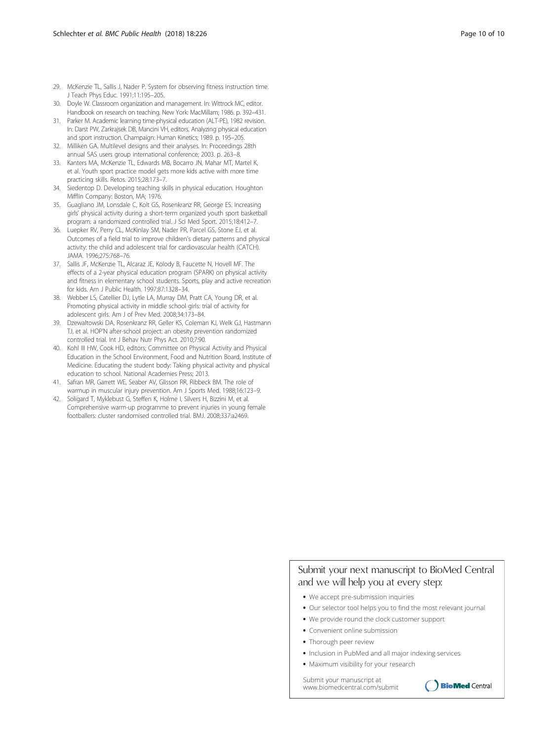29. McKenzie TL, Sallis J, Nader P. System for observing fitness instruction time. J Teach Phys Educ. 1991;11:195–205.
30. Doyle W. Classroom organization and management. In: Wittrock MC, editor. Handbook on research on teaching. New York: MacMillam; 1986. p. 392–431.
31. Parker M. Academic learning time-physical education (ALT-PE), 1982 revision. In: Darst PW, Zarkrajsek DB, Mancini VH, editors. Analyzing physical education and sport instruction. Champaign: Human Kinetics; 1989. p. 195–205.
32. Milliken GA. Multilevel designs and their analyses. In: Proceedings 28th annual SAS users group international conference; 2003. p. 263–8.
33. Kanters MA, McKenzie TL, Edwards MB, Bocarro JN, Mahar MT, Martel K, et al. Youth sport practice model gets more kids active with more time practicing skills. Retos. 2015;28:173–7.
34. Siedentop D. Developing teaching skills in physical education. Houghton Mifflin Company: Boston, MA; 1976.
35. Guagliano JM, Lonsdale C, Kolt GS, Rosenkranz RR, George ES. Increasing girls' physical activity during a short-term organized youth sport basketball program: a randomized controlled trial. J Sci Med Sport. 2015;18:412–7.
36. Luepker RV, Perry CL, McKinlay SM, Nader PR, Parcel GS, Stone EJ, et al. Outcomes of a field trial to improve children's dietary patterns and physical activity: the child and adolescent trial for cardiovascular health (CATCH). JAMA. 1996;275:768–76.
37. Sallis JF, McKenzie TL, Alcaraz JE, Kolody B, Faucette N, Hovell MF. The effects of a 2-year physical education program (SPARK) on physical activity and fitness in elementary school students. Sports, play and active recreation for kids. Am J Public Health. 1997;87:1328–34.
38. Webber LS, Catellier DJ, Lytle LA, Murray DM, Pratt CA, Young DR, et al. Promoting physical activity in middle school girls: trial of activity for adolescent girls. Am J of Prev Med. 2008;34:173–84.
39. Dzewaltowski DA, Rosenkranz RR, Geller KS, Coleman KJ, Welk GJ, Hastmann TJ, et al. HOP'N after-school project: an obesity prevention randomized controlled trial. Int J Behav Nutr Phys Act. 2010;7:90.
40. Kohl III HW, Cook HD, editors; Committee on Physical Activity and Physical Education in the School Environment, Food and Nutrition Board, Institute of Medicine. Educating the student body: Taking physical activity and physical education to school. National Academies Press; 2013.
41. Safran MR, Garrett WE, Seaber AV, Glisson RR, Ribbeck BM. The role of warmup in muscular injury prevention. Am J Sports Med. 1988;16:123–9.
42. Soligard T, Myklebust G, Steffen K, Holme I, Silvers H, Bizzini M, et al. Comprehensive warm-up programme to prevent injuries in young female footballers: cluster randomised controlled trial. BMJ. 2008;337:a2469.

Submit your next manuscript to BioMed Central and we will help you at every step:

- We accept pre-submission inquiries
- Our selector tool helps you to find the most relevant journal
- We provide round the clock customer support
- Convenient online submission
- Thorough peer review
- Inclusion in PubMed and all major indexing services
- Maximum visibility for your research

Submit your manuscript at www.biomedcentral.com/submit

BioMed Central